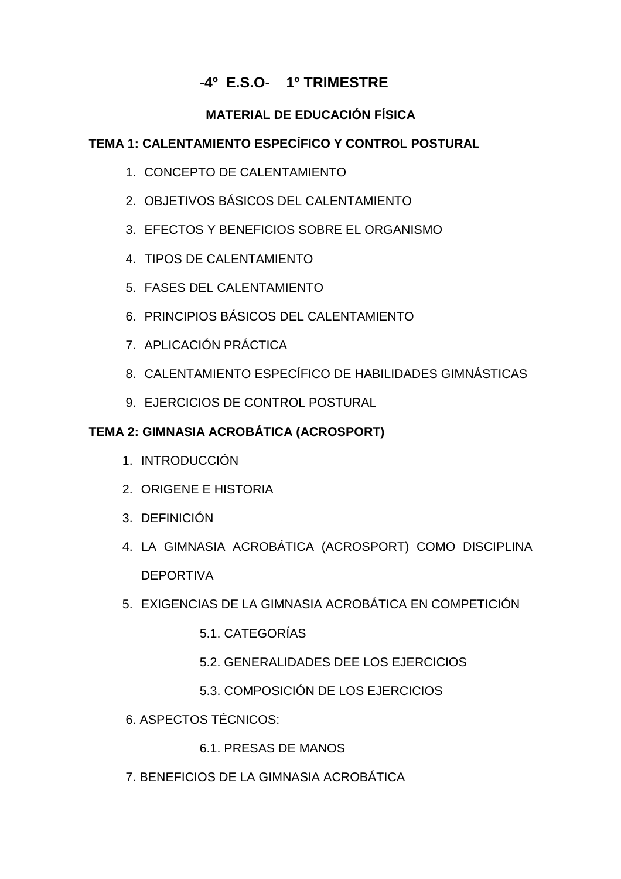# -4º E.S.O- 1º TRIMESTRE

## MATERIAL DE EDUCACIÓN FÍSICA

### TEMA 1: CALENTAMIENTO ESPECÍFICO Y CONTROL POSTURAL

1. CONCEPTO DE CALENTAMIENTO
2. OBJETIVOS BÁSICOS DEL CALENTAMIENTO
3. EFECTOS Y BENEFICIOS SOBRE EL ORGANISMO
4. TIPOS DE CALENTAMIENTO
5. FASES DEL CALENTAMIENTO
6. PRINCIPIOS BÁSICOS DEL CALENTAMIENTO
7. APLICACIÓN PRÁCTICA
8. CALENTAMIENTO ESPECÍFICO DE HABILIDADES GIMNÁSTICAS
9. EJERCICIOS DE CONTROL POSTURAL

### TEMA 2: GIMNASIA ACROBÁTICA (ACROSPORT)

1. INTRODUCCIÓN
2. ORIGENE E HISTORIA
3. DEFINICIÓN
4. LA GIMNASIA ACROBÁTICA (ACROSPORT) COMO DISCIPLINA DEPORTIVA
5. EXIGENCIAS DE LA GIMNASIA ACROBÁTICA EN COMPETICIÓN
    - 5.1. CATEGORÍAS
    - 5.2. GENERALIDADES DEE LOS EJERCICIOS
    - 5.3. COMPOSICIÓN DE LOS EJERCICIOS
6. ASPECTOS TÉCNICOS:
    - 6.1. PRESAS DE MANOS
7. BENEFICIOS DE LA GIMNASIA ACROBÁTICA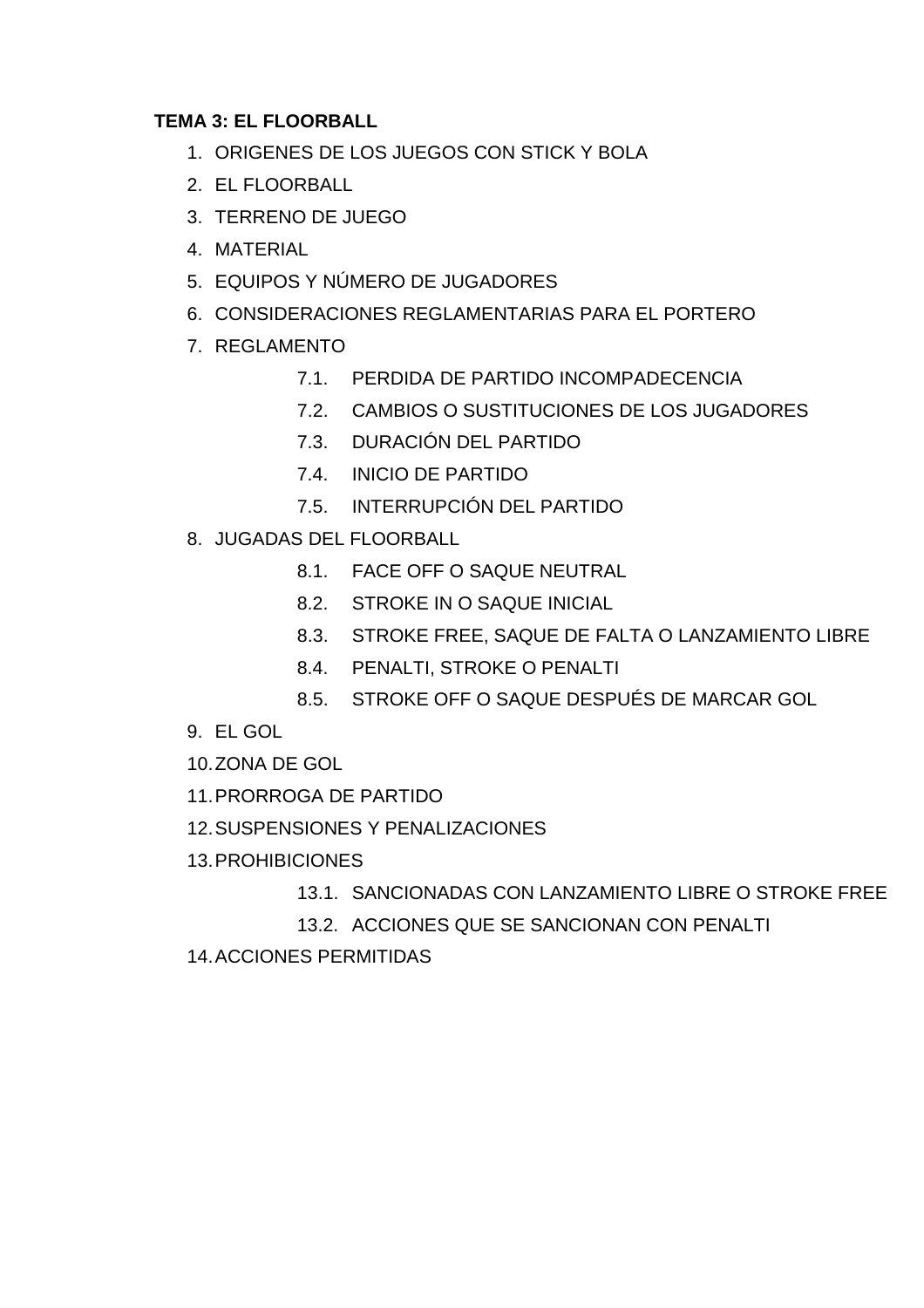**TEMA 3: EL FLOORBALL**

1. ORIGENES DE LOS JUEGOS CON STICK Y BOLA
2. EL FLOORBALL
3. TERRENO DE JUEGO
4. MATERIAL
5. EQUIPOS Y NÚMERO DE JUGADORES
6. CONSIDERACIONES REGLAMENTARIAS PARA EL PORTERO
7. REGLAMENTO
   - 7.1. PERDIDA DE PARTIDO INCOMPADECENCIA
   - 7.2. CAMBIOS O SUSTITUCIONES DE LOS JUGADORES
   - 7.3. DURACIÓN DEL PARTIDO
   - 7.4. INICIO DE PARTIDO
   - 7.5. INTERRUPCIÓN DEL PARTIDO
8. JUGADAS DEL FLOORBALL
   - 8.1. FACE OFF O SAQUE NEUTRAL
   - 8.2. STROKE IN O SAQUE INICIAL
   - 8.3. STROKE FREE, SAQUE DE FALTA O LANZAMIENTO LIBRE
   - 8.4. PENALTI, STROKE O PENALTI
   - 8.5. STROKE OFF O SAQUE DESPUÉS DE MARCAR GOL
9. EL GOL
10. ZONA DE GOL
11. PRORROGA DE PARTIDO
12. SUSPENSIONES Y PENALIZACIONES
13. PROHIBICIONES
    - 13.1. SANCIONADAS CON LANZAMIENTO LIBRE O STROKE FREE
    - 13.2. ACCIONES QUE SE SANCIONAN CON PENALTI
14. ACCIONES PERMITIDAS